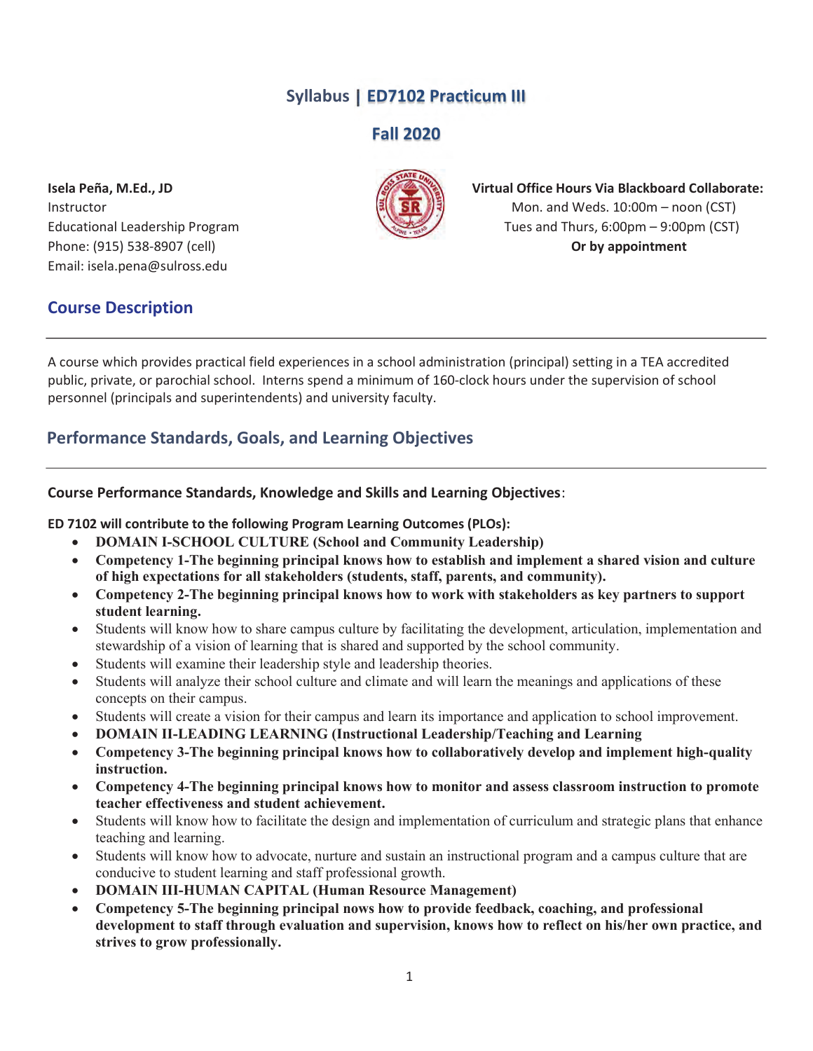# Syllabus | ED7102 Practicum III

## Fall 2020

**Isela Peña, M.Ed., JD**
Instructor
Educational Leadership Program
Phone: (915) 538-8907 (cell)
Email: isela.pena@sulross.edu

**Virtual Office Hours Via Blackboard Collaborate:**
Mon. and Weds. 10:00m – noon (CST)
Tues and Thurs, 6:00pm – 9:00pm (CST)
**Or by appointment**

## Course Description

A course which provides practical field experiences in a school administration (principal) setting in a TEA accredited public, private, or parochial school. Interns spend a minimum of 160-clock hours under the supervision of school personnel (principals and superintendents) and university faculty.

## Performance Standards, Goals, and Learning Objectives

**Course Performance Standards, Knowledge and Skills and Learning Objectives**:

**ED 7102 will contribute to the following Program Learning Outcomes (PLOs):**

- **DOMAIN I-SCHOOL CULTURE (School and Community Leadership)**
- **Competency 1-The beginning principal knows how to establish and implement a shared vision and culture of high expectations for all stakeholders (students, staff, parents, and community).**
- **Competency 2-The beginning principal knows how to work with stakeholders as key partners to support student learning.**
- Students will know how to share campus culture by facilitating the development, articulation, implementation and stewardship of a vision of learning that is shared and supported by the school community.
- Students will examine their leadership style and leadership theories.
- Students will analyze their school culture and climate and will learn the meanings and applications of these concepts on their campus.
- Students will create a vision for their campus and learn its importance and application to school improvement.
- **DOMAIN II-LEADING LEARNING (Instructional Leadership/Teaching and Learning**
- **Competency 3-The beginning principal knows how to collaboratively develop and implement high-quality instruction.**
- **Competency 4-The beginning principal knows how to monitor and assess classroom instruction to promote teacher effectiveness and student achievement.**
- Students will know how to facilitate the design and implementation of curriculum and strategic plans that enhance teaching and learning.
- Students will know how to advocate, nurture and sustain an instructional program and a campus culture that are conducive to student learning and staff professional growth.
- **DOMAIN III-HUMAN CAPITAL (Human Resource Management)**
- **Competency 5-The beginning principal nows how to provide feedback, coaching, and professional development to staff through evaluation and supervision, knows how to reflect on his/her own practice, and strives to grow professionally.**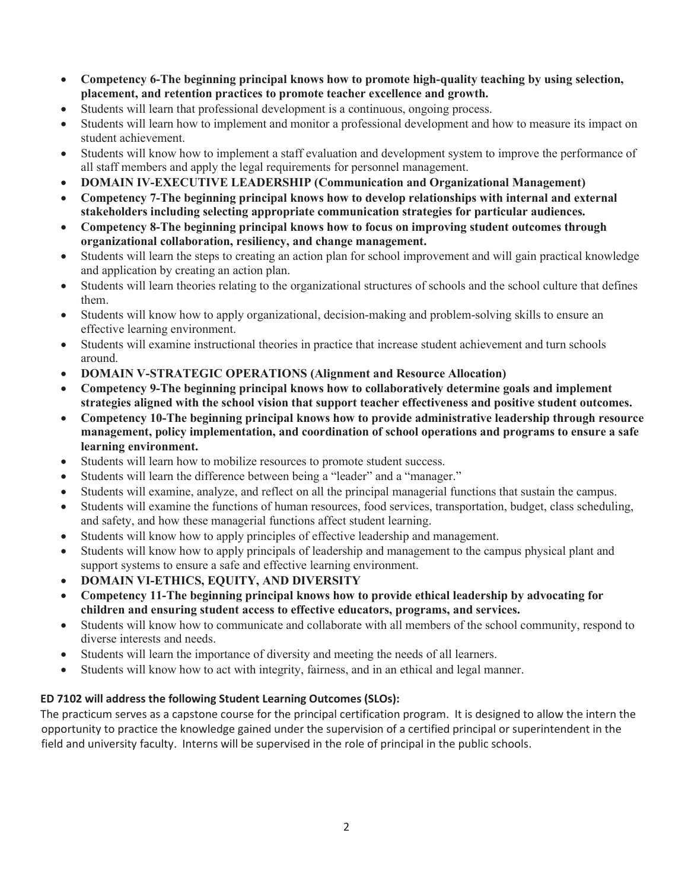- **Competency 6-The beginning principal knows how to promote high-quality teaching by using selection, placement, and retention practices to promote teacher excellence and growth.**
- Students will learn that professional development is a continuous, ongoing process.
- Students will learn how to implement and monitor a professional development and how to measure its impact on student achievement.
- Students will know how to implement a staff evaluation and development system to improve the performance of all staff members and apply the legal requirements for personnel management.
- **DOMAIN IV-EXECUTIVE LEADERSHIP (Communication and Organizational Management)**
- **Competency 7-The beginning principal knows how to develop relationships with internal and external stakeholders including selecting appropriate communication strategies for particular audiences.**
- **Competency 8-The beginning principal knows how to focus on improving student outcomes through organizational collaboration, resiliency, and change management.**
- Students will learn the steps to creating an action plan for school improvement and will gain practical knowledge and application by creating an action plan.
- Students will learn theories relating to the organizational structures of schools and the school culture that defines them.
- Students will know how to apply organizational, decision-making and problem-solving skills to ensure an effective learning environment.
- Students will examine instructional theories in practice that increase student achievement and turn schools around.
- **DOMAIN V-STRATEGIC OPERATIONS (Alignment and Resource Allocation)**
- **Competency 9-The beginning principal knows how to collaboratively determine goals and implement strategies aligned with the school vision that support teacher effectiveness and positive student outcomes.**
- **Competency 10-The beginning principal knows how to provide administrative leadership through resource management, policy implementation, and coordination of school operations and programs to ensure a safe learning environment.**
- Students will learn how to mobilize resources to promote student success.
- Students will learn the difference between being a "leader" and a "manager."
- Students will examine, analyze, and reflect on all the principal managerial functions that sustain the campus.
- Students will examine the functions of human resources, food services, transportation, budget, class scheduling, and safety, and how these managerial functions affect student learning.
- Students will know how to apply principles of effective leadership and management.
- Students will know how to apply principals of leadership and management to the campus physical plant and support systems to ensure a safe and effective learning environment.
- **DOMAIN VI-ETHICS, EQUITY, AND DIVERSITY**
- **Competency 11-The beginning principal knows how to provide ethical leadership by advocating for children and ensuring student access to effective educators, programs, and services.**
- Students will know how to communicate and collaborate with all members of the school community, respond to diverse interests and needs.
- Students will learn the importance of diversity and meeting the needs of all learners.
- Students will know how to act with integrity, fairness, and in an ethical and legal manner.

**ED 7102 will address the following Student Learning Outcomes (SLOs):**

The practicum serves as a capstone course for the principal certification program. It is designed to allow the intern the opportunity to practice the knowledge gained under the supervision of a certified principal or superintendent in the field and university faculty. Interns will be supervised in the role of principal in the public schools.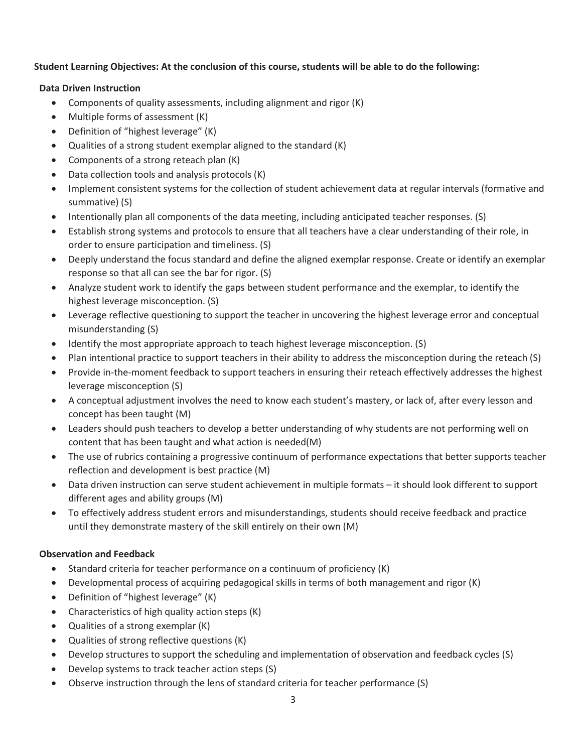**Student Learning Objectives: At the conclusion of this course, students will be able to do the following:**

**Data Driven Instruction**

- Components of quality assessments, including alignment and rigor (K)
- Multiple forms of assessment (K)
- Definition of "highest leverage" (K)
- Qualities of a strong student exemplar aligned to the standard (K)
- Components of a strong reteach plan (K)
- Data collection tools and analysis protocols (K)
- Implement consistent systems for the collection of student achievement data at regular intervals (formative and summative) (S)
- Intentionally plan all components of the data meeting, including anticipated teacher responses. (S)
- Establish strong systems and protocols to ensure that all teachers have a clear understanding of their role, in order to ensure participation and timeliness. (S)
- Deeply understand the focus standard and define the aligned exemplar response. Create or identify an exemplar response so that all can see the bar for rigor. (S)
- Analyze student work to identify the gaps between student performance and the exemplar, to identify the highest leverage misconception. (S)
- Leverage reflective questioning to support the teacher in uncovering the highest leverage error and conceptual misunderstanding (S)
- Identify the most appropriate approach to teach highest leverage misconception. (S)
- Plan intentional practice to support teachers in their ability to address the misconception during the reteach (S)
- Provide in-the-moment feedback to support teachers in ensuring their reteach effectively addresses the highest leverage misconception (S)
- A conceptual adjustment involves the need to know each student's mastery, or lack of, after every lesson and concept has been taught (M)
- Leaders should push teachers to develop a better understanding of why students are not performing well on content that has been taught and what action is needed(M)
- The use of rubrics containing a progressive continuum of performance expectations that better supports teacher reflection and development is best practice (M)
- Data driven instruction can serve student achievement in multiple formats – it should look different to support different ages and ability groups (M)
- To effectively address student errors and misunderstandings, students should receive feedback and practice until they demonstrate mastery of the skill entirely on their own (M)

**Observation and Feedback**

- Standard criteria for teacher performance on a continuum of proficiency (K)
- Developmental process of acquiring pedagogical skills in terms of both management and rigor (K)
- Definition of "highest leverage" (K)
- Characteristics of high quality action steps (K)
- Qualities of a strong exemplar (K)
- Qualities of strong reflective questions (K)
- Develop structures to support the scheduling and implementation of observation and feedback cycles (S)
- Develop systems to track teacher action steps (S)
- Observe instruction through the lens of standard criteria for teacher performance (S)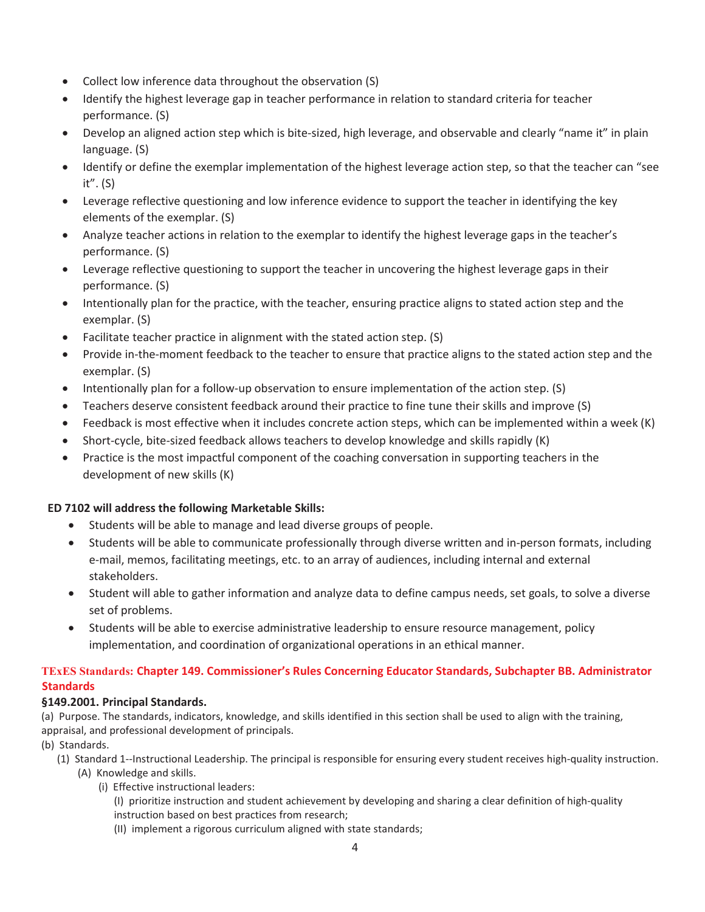- Collect low inference data throughout the observation (S)
- Identify the highest leverage gap in teacher performance in relation to standard criteria for teacher performance. (S)
- Develop an aligned action step which is bite-sized, high leverage, and observable and clearly "name it" in plain language. (S)
- Identify or define the exemplar implementation of the highest leverage action step, so that the teacher can "see it". (S)
- Leverage reflective questioning and low inference evidence to support the teacher in identifying the key elements of the exemplar. (S)
- Analyze teacher actions in relation to the exemplar to identify the highest leverage gaps in the teacher's performance. (S)
- Leverage reflective questioning to support the teacher in uncovering the highest leverage gaps in their performance. (S)
- Intentionally plan for the practice, with the teacher, ensuring practice aligns to stated action step and the exemplar. (S)
- Facilitate teacher practice in alignment with the stated action step. (S)
- Provide in-the-moment feedback to the teacher to ensure that practice aligns to the stated action step and the exemplar. (S)
- Intentionally plan for a follow-up observation to ensure implementation of the action step. (S)
- Teachers deserve consistent feedback around their practice to fine tune their skills and improve (S)
- Feedback is most effective when it includes concrete action steps, which can be implemented within a week (K)
- Short-cycle, bite-sized feedback allows teachers to develop knowledge and skills rapidly (K)
- Practice is the most impactful component of the coaching conversation in supporting teachers in the development of new skills (K)

**ED 7102 will address the following Marketable Skills:**

- Students will be able to manage and lead diverse groups of people.
- Students will be able to communicate professionally through diverse written and in-person formats, including e-mail, memos, facilitating meetings, etc. to an array of audiences, including internal and external stakeholders.
- Student will able to gather information and analyze data to define campus needs, set goals, to solve a diverse set of problems.
- Students will be able to exercise administrative leadership to ensure resource management, policy implementation, and coordination of organizational operations in an ethical manner.

### TExES Standards: Chapter 149. Commissioner's Rules Concerning Educator Standards, Subchapter BB. Administrator Standards

**§149.2001. Principal Standards.**

(a) Purpose. The standards, indicators, knowledge, and skills identified in this section shall be used to align with the training, appraisal, and professional development of principals.

(b) Standards.

(1) Standard 1--Instructional Leadership. The principal is responsible for ensuring every student receives high-quality instruction.

(A) Knowledge and skills.

(i) Effective instructional leaders:

(I) prioritize instruction and student achievement by developing and sharing a clear definition of high-quality instruction based on best practices from research;

(II) implement a rigorous curriculum aligned with state standards;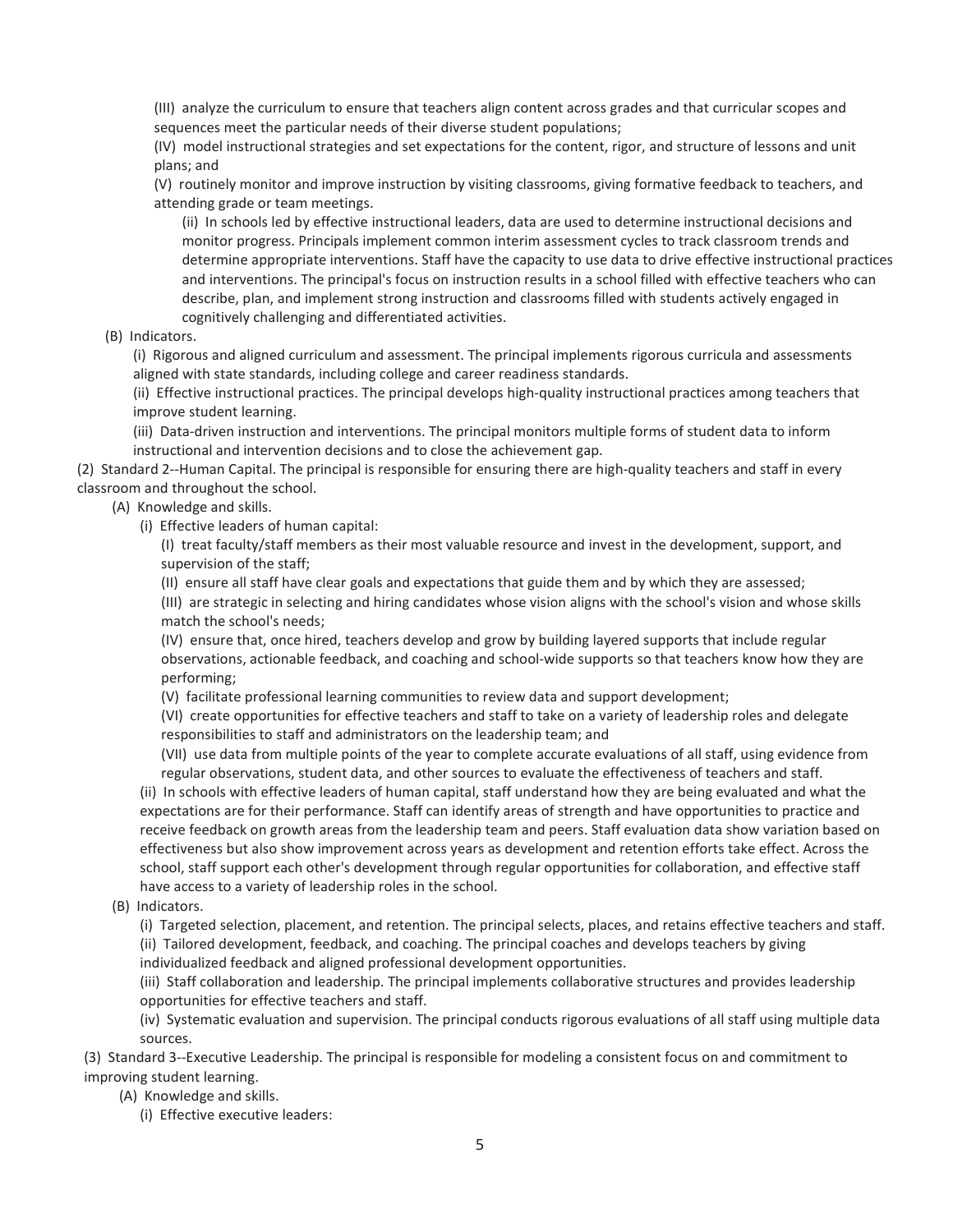(III) analyze the curriculum to ensure that teachers align content across grades and that curricular scopes and sequences meet the particular needs of their diverse student populations;

(IV) model instructional strategies and set expectations for the content, rigor, and structure of lessons and unit plans; and

(V) routinely monitor and improve instruction by visiting classrooms, giving formative feedback to teachers, and attending grade or team meetings.

(ii) In schools led by effective instructional leaders, data are used to determine instructional decisions and monitor progress. Principals implement common interim assessment cycles to track classroom trends and determine appropriate interventions. Staff have the capacity to use data to drive effective instructional practices and interventions. The principal's focus on instruction results in a school filled with effective teachers who can describe, plan, and implement strong instruction and classrooms filled with students actively engaged in cognitively challenging and differentiated activities.

(B) Indicators.

(i) Rigorous and aligned curriculum and assessment. The principal implements rigorous curricula and assessments aligned with state standards, including college and career readiness standards.

(ii) Effective instructional practices. The principal develops high-quality instructional practices among teachers that improve student learning.

(iii) Data-driven instruction and interventions. The principal monitors multiple forms of student data to inform instructional and intervention decisions and to close the achievement gap.

(2) Standard 2--Human Capital. The principal is responsible for ensuring there are high-quality teachers and staff in every classroom and throughout the school.

(A) Knowledge and skills.

(i) Effective leaders of human capital:

(I) treat faculty/staff members as their most valuable resource and invest in the development, support, and supervision of the staff;

(II) ensure all staff have clear goals and expectations that guide them and by which they are assessed;

(III) are strategic in selecting and hiring candidates whose vision aligns with the school's vision and whose skills match the school's needs;

(IV) ensure that, once hired, teachers develop and grow by building layered supports that include regular observations, actionable feedback, and coaching and school-wide supports so that teachers know how they are performing;

(V) facilitate professional learning communities to review data and support development;

(VI) create opportunities for effective teachers and staff to take on a variety of leadership roles and delegate responsibilities to staff and administrators on the leadership team; and

(VII) use data from multiple points of the year to complete accurate evaluations of all staff, using evidence from regular observations, student data, and other sources to evaluate the effectiveness of teachers and staff.

(ii) In schools with effective leaders of human capital, staff understand how they are being evaluated and what the expectations are for their performance. Staff can identify areas of strength and have opportunities to practice and receive feedback on growth areas from the leadership team and peers. Staff evaluation data show variation based on effectiveness but also show improvement across years as development and retention efforts take effect. Across the school, staff support each other's development through regular opportunities for collaboration, and effective staff have access to a variety of leadership roles in the school.

(B) Indicators.

(i) Targeted selection, placement, and retention. The principal selects, places, and retains effective teachers and staff.

(ii) Tailored development, feedback, and coaching. The principal coaches and develops teachers by giving individualized feedback and aligned professional development opportunities.

(iii) Staff collaboration and leadership. The principal implements collaborative structures and provides leadership opportunities for effective teachers and staff.

(iv) Systematic evaluation and supervision. The principal conducts rigorous evaluations of all staff using multiple data sources.

(3) Standard 3--Executive Leadership. The principal is responsible for modeling a consistent focus on and commitment to improving student learning.

(A) Knowledge and skills.

(i) Effective executive leaders: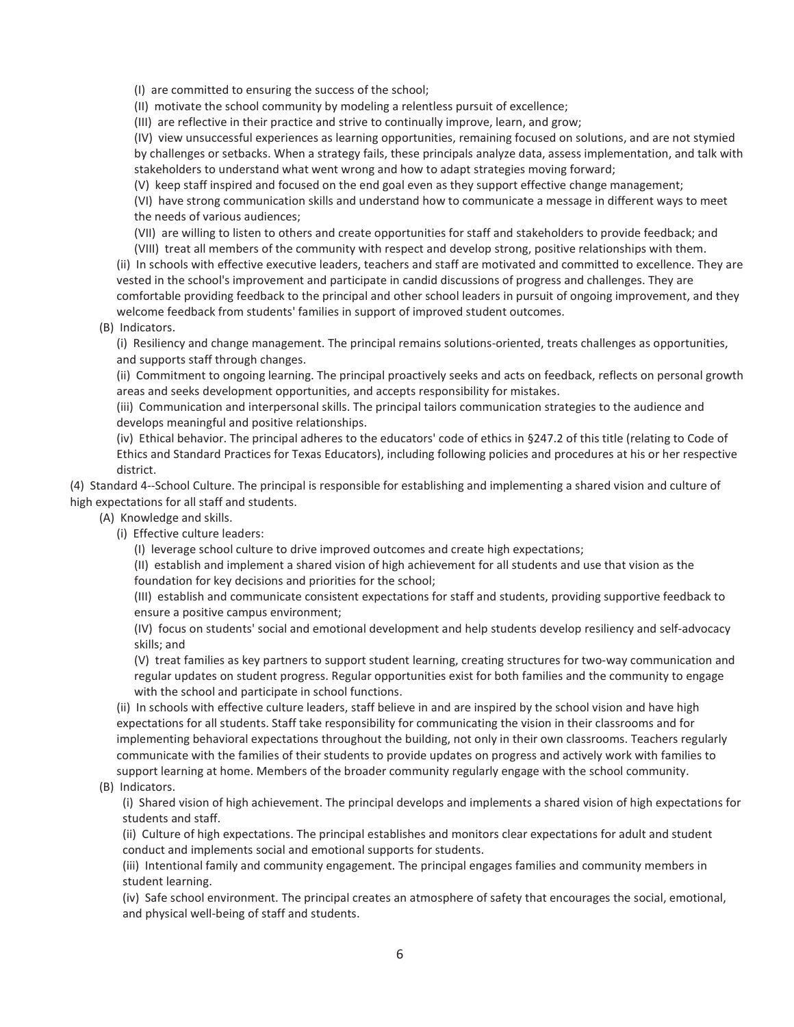(I) are committed to ensuring the success of the school;

(II) motivate the school community by modeling a relentless pursuit of excellence;

(III) are reflective in their practice and strive to continually improve, learn, and grow;

(IV) view unsuccessful experiences as learning opportunities, remaining focused on solutions, and are not stymied by challenges or setbacks. When a strategy fails, these principals analyze data, assess implementation, and talk with stakeholders to understand what went wrong and how to adapt strategies moving forward;

(V) keep staff inspired and focused on the end goal even as they support effective change management;

(VI) have strong communication skills and understand how to communicate a message in different ways to meet the needs of various audiences;

(VII) are willing to listen to others and create opportunities for staff and stakeholders to provide feedback; and

(VIII) treat all members of the community with respect and develop strong, positive relationships with them.

(ii) In schools with effective executive leaders, teachers and staff are motivated and committed to excellence. They are vested in the school's improvement and participate in candid discussions of progress and challenges. They are comfortable providing feedback to the principal and other school leaders in pursuit of ongoing improvement, and they welcome feedback from students' families in support of improved student outcomes.

(B) Indicators.

(i) Resiliency and change management. The principal remains solutions-oriented, treats challenges as opportunities, and supports staff through changes.

(ii) Commitment to ongoing learning. The principal proactively seeks and acts on feedback, reflects on personal growth areas and seeks development opportunities, and accepts responsibility for mistakes.

(iii) Communication and interpersonal skills. The principal tailors communication strategies to the audience and develops meaningful and positive relationships.

(iv) Ethical behavior. The principal adheres to the educators' code of ethics in §247.2 of this title (relating to Code of Ethics and Standard Practices for Texas Educators), including following policies and procedures at his or her respective district.

(4) Standard 4--School Culture. The principal is responsible for establishing and implementing a shared vision and culture of high expectations for all staff and students.

(A) Knowledge and skills.

(i) Effective culture leaders:

(I) leverage school culture to drive improved outcomes and create high expectations;

(II) establish and implement a shared vision of high achievement for all students and use that vision as the foundation for key decisions and priorities for the school;

(III) establish and communicate consistent expectations for staff and students, providing supportive feedback to ensure a positive campus environment;

(IV) focus on students' social and emotional development and help students develop resiliency and self-advocacy skills; and

(V) treat families as key partners to support student learning, creating structures for two-way communication and regular updates on student progress. Regular opportunities exist for both families and the community to engage with the school and participate in school functions.

(ii) In schools with effective culture leaders, staff believe in and are inspired by the school vision and have high expectations for all students. Staff take responsibility for communicating the vision in their classrooms and for implementing behavioral expectations throughout the building, not only in their own classrooms. Teachers regularly communicate with the families of their students to provide updates on progress and actively work with families to support learning at home. Members of the broader community regularly engage with the school community.

(B) Indicators.

(i) Shared vision of high achievement. The principal develops and implements a shared vision of high expectations for students and staff.

(ii) Culture of high expectations. The principal establishes and monitors clear expectations for adult and student conduct and implements social and emotional supports for students.

(iii) Intentional family and community engagement. The principal engages families and community members in student learning.

(iv) Safe school environment. The principal creates an atmosphere of safety that encourages the social, emotional, and physical well-being of staff and students.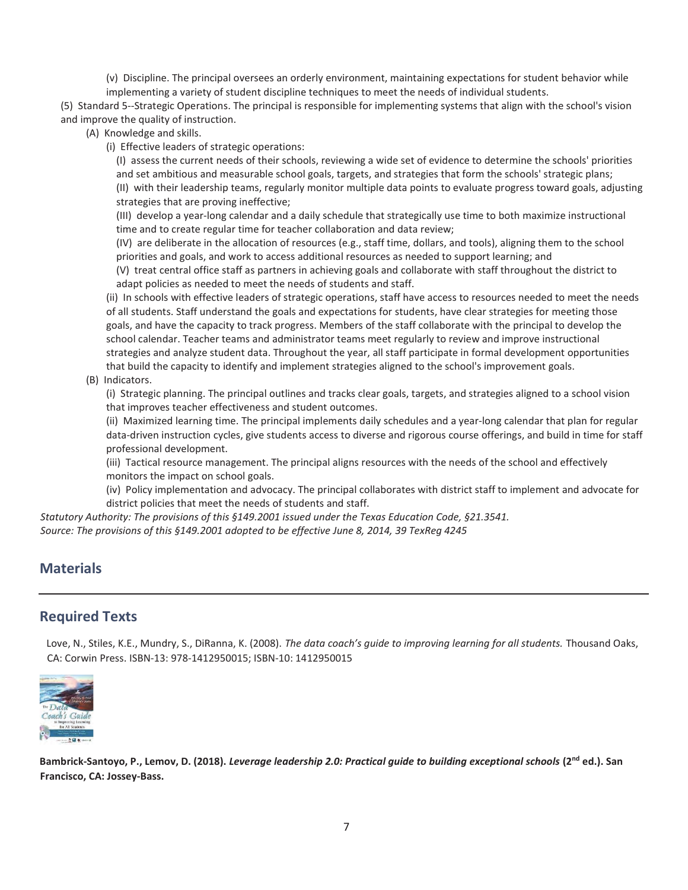(v) Discipline. The principal oversees an orderly environment, maintaining expectations for student behavior while implementing a variety of student discipline techniques to meet the needs of individual students.

(5) Standard 5--Strategic Operations. The principal is responsible for implementing systems that align with the school's vision and improve the quality of instruction.

(A) Knowledge and skills.

(i) Effective leaders of strategic operations:

(I) assess the current needs of their schools, reviewing a wide set of evidence to determine the schools' priorities and set ambitious and measurable school goals, targets, and strategies that form the schools' strategic plans;

(II) with their leadership teams, regularly monitor multiple data points to evaluate progress toward goals, adjusting strategies that are proving ineffective;

(III) develop a year-long calendar and a daily schedule that strategically use time to both maximize instructional time and to create regular time for teacher collaboration and data review;

(IV) are deliberate in the allocation of resources (e.g., staff time, dollars, and tools), aligning them to the school priorities and goals, and work to access additional resources as needed to support learning; and

(V) treat central office staff as partners in achieving goals and collaborate with staff throughout the district to adapt policies as needed to meet the needs of students and staff.

(ii) In schools with effective leaders of strategic operations, staff have access to resources needed to meet the needs of all students. Staff understand the goals and expectations for students, have clear strategies for meeting those goals, and have the capacity to track progress. Members of the staff collaborate with the principal to develop the school calendar. Teacher teams and administrator teams meet regularly to review and improve instructional strategies and analyze student data. Throughout the year, all staff participate in formal development opportunities that build the capacity to identify and implement strategies aligned to the school's improvement goals.

(B) Indicators.

(i) Strategic planning. The principal outlines and tracks clear goals, targets, and strategies aligned to a school vision that improves teacher effectiveness and student outcomes.

(ii) Maximized learning time. The principal implements daily schedules and a year-long calendar that plan for regular data-driven instruction cycles, give students access to diverse and rigorous course offerings, and build in time for staff professional development.

(iii) Tactical resource management. The principal aligns resources with the needs of the school and effectively monitors the impact on school goals.

(iv) Policy implementation and advocacy. The principal collaborates with district staff to implement and advocate for district policies that meet the needs of students and staff.

*Statutory Authority: The provisions of this §149.2001 issued under the Texas Education Code, §21.3541.*
*Source: The provisions of this §149.2001 adopted to be effective June 8, 2014, 39 TexReg 4245*

## Materials

## Required Texts

Love, N., Stiles, K.E., Mundry, S., DiRanna, K. (2008). *The data coach's guide to improving learning for all students.* Thousand Oaks, CA: Corwin Press. ISBN-13: 978-1412950015; ISBN-10: 1412950015

**Bambrick-Santoyo, P., Lemov, D. (2018). *Leverage leadership 2.0: Practical guide to building exceptional schools* (2nd ed.). San Francisco, CA: Jossey-Bass.**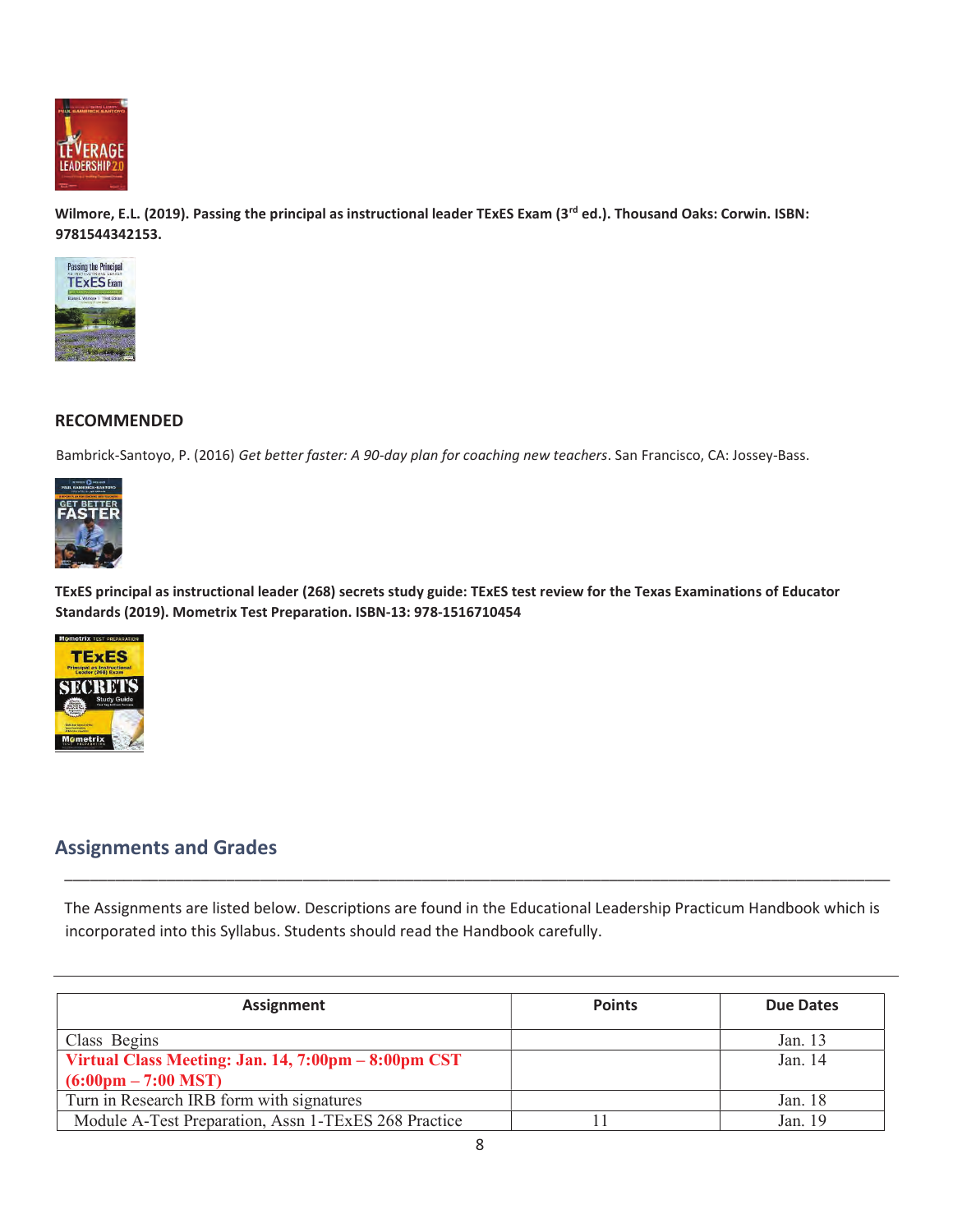**Wilmore, E.L. (2019). Passing the principal as instructional leader TExES Exam (3rd ed.). Thousand Oaks: Corwin. ISBN: 9781544342153.**

## RECOMMENDED

Bambrick-Santoyo, P. (2016) *Get better faster: A 90-day plan for coaching new teachers*. San Francisco, CA: Jossey-Bass.

**TExES principal as instructional leader (268) secrets study guide: TExES test review for the Texas Examinations of Educator Standards (2019). Mometrix Test Preparation. ISBN-13: 978-1516710454**

## Assignments and Grades

The Assignments are listed below. Descriptions are found in the Educational Leadership Practicum Handbook which is incorporated into this Syllabus. Students should read the Handbook carefully.

| Assignment | Points | Due Dates |
|---|---|---|
| Class Begins | | Jan. 13 |
| **Virtual Class Meeting: Jan. 14, 7:00pm – 8:00pm CST (6:00pm – 7:00 MST)** | | Jan. 14 |
| Turn in Research IRB form with signatures | | Jan. 18 |
| Module A-Test Preparation, Assn 1-TExES 268 Practice | 11 | Jan. 19 |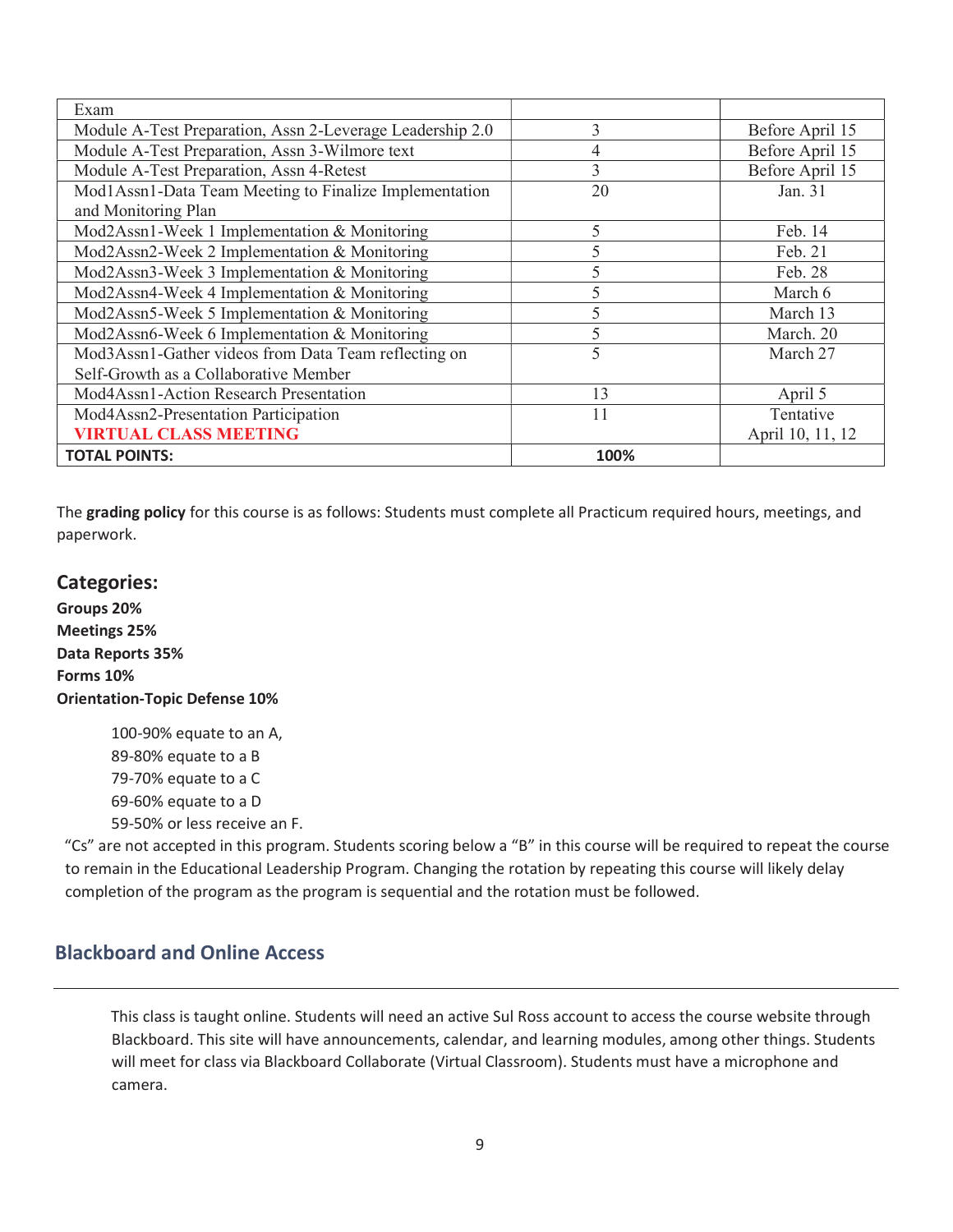| Exam | | |
|---|---|---|
| Module A-Test Preparation, Assn 2-Leverage Leadership 2.0 | 3 | Before April 15 |
| Module A-Test Preparation, Assn 3-Wilmore text | 4 | Before April 15 |
| Module A-Test Preparation, Assn 4-Retest | 3 | Before April 15 |
| Mod1Assn1-Data Team Meeting to Finalize Implementation and Monitoring Plan | 20 | Jan. 31 |
| Mod2Assn1-Week 1 Implementation & Monitoring | 5 | Feb. 14 |
| Mod2Assn2-Week 2 Implementation & Monitoring | 5 | Feb. 21 |
| Mod2Assn3-Week 3 Implementation & Monitoring | 5 | Feb. 28 |
| Mod2Assn4-Week 4 Implementation & Monitoring | 5 | March 6 |
| Mod2Assn5-Week 5 Implementation & Monitoring | 5 | March 13 |
| Mod2Assn6-Week 6 Implementation & Monitoring | 5 | March. 20 |
| Mod3Assn1-Gather videos from Data Team reflecting on Self-Growth as a Collaborative Member | 5 | March 27 |
| Mod4Assn1-Action Research Presentation | 13 | April 5 |
| Mod4Assn2-Presentation Participation **VIRTUAL CLASS MEETING** | 11 | Tentative April 10, 11, 12 |
| **TOTAL POINTS:** | **100%** | |

The **grading policy** for this course is as follows: Students must complete all Practicum required hours, meetings, and paperwork.

## Categories:

**Groups 20%**
**Meetings 25%**
**Data Reports 35%**
**Forms 10%**
**Orientation-Topic Defense 10%**

100-90% equate to an A,
89-80% equate to a B
79-70% equate to a C
69-60% equate to a D
59-50% or less receive an F.

"Cs" are not accepted in this program. Students scoring below a "B" in this course will be required to repeat the course to remain in the Educational Leadership Program. Changing the rotation by repeating this course will likely delay completion of the program as the program is sequential and the rotation must be followed.

## Blackboard and Online Access

This class is taught online. Students will need an active Sul Ross account to access the course website through Blackboard. This site will have announcements, calendar, and learning modules, among other things. Students will meet for class via Blackboard Collaborate (Virtual Classroom). Students must have a microphone and camera.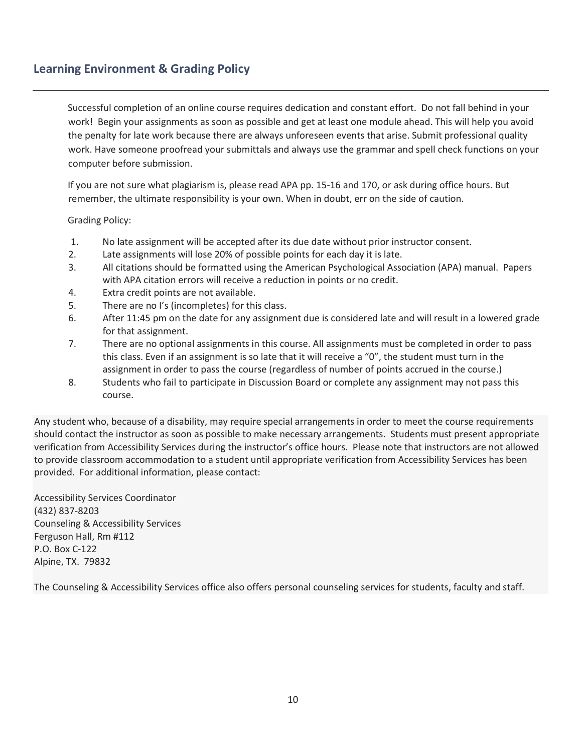## Learning Environment & Grading Policy

Successful completion of an online course requires dedication and constant effort. Do not fall behind in your work! Begin your assignments as soon as possible and get at least one module ahead. This will help you avoid the penalty for late work because there are always unforeseen events that arise. Submit professional quality work. Have someone proofread your submittals and always use the grammar and spell check functions on your computer before submission.

If you are not sure what plagiarism is, please read APA pp. 15-16 and 170, or ask during office hours. But remember, the ultimate responsibility is your own. When in doubt, err on the side of caution.

Grading Policy:

1. No late assignment will be accepted after its due date without prior instructor consent.
2. Late assignments will lose 20% of possible points for each day it is late.
3. All citations should be formatted using the American Psychological Association (APA) manual. Papers with APA citation errors will receive a reduction in points or no credit.
4. Extra credit points are not available.
5. There are no I's (incompletes) for this class.
6. After 11:45 pm on the date for any assignment due is considered late and will result in a lowered grade for that assignment.
7. There are no optional assignments in this course. All assignments must be completed in order to pass this class. Even if an assignment is so late that it will receive a "0", the student must turn in the assignment in order to pass the course (regardless of number of points accrued in the course.)
8. Students who fail to participate in Discussion Board or complete any assignment may not pass this course.

Any student who, because of a disability, may require special arrangements in order to meet the course requirements should contact the instructor as soon as possible to make necessary arrangements. Students must present appropriate verification from Accessibility Services during the instructor's office hours. Please note that instructors are not allowed to provide classroom accommodation to a student until appropriate verification from Accessibility Services has been provided. For additional information, please contact:

Accessibility Services Coordinator
(432) 837-8203
Counseling & Accessibility Services
Ferguson Hall, Rm #112
P.O. Box C-122
Alpine, TX. 79832

The Counseling & Accessibility Services office also offers personal counseling services for students, faculty and staff.